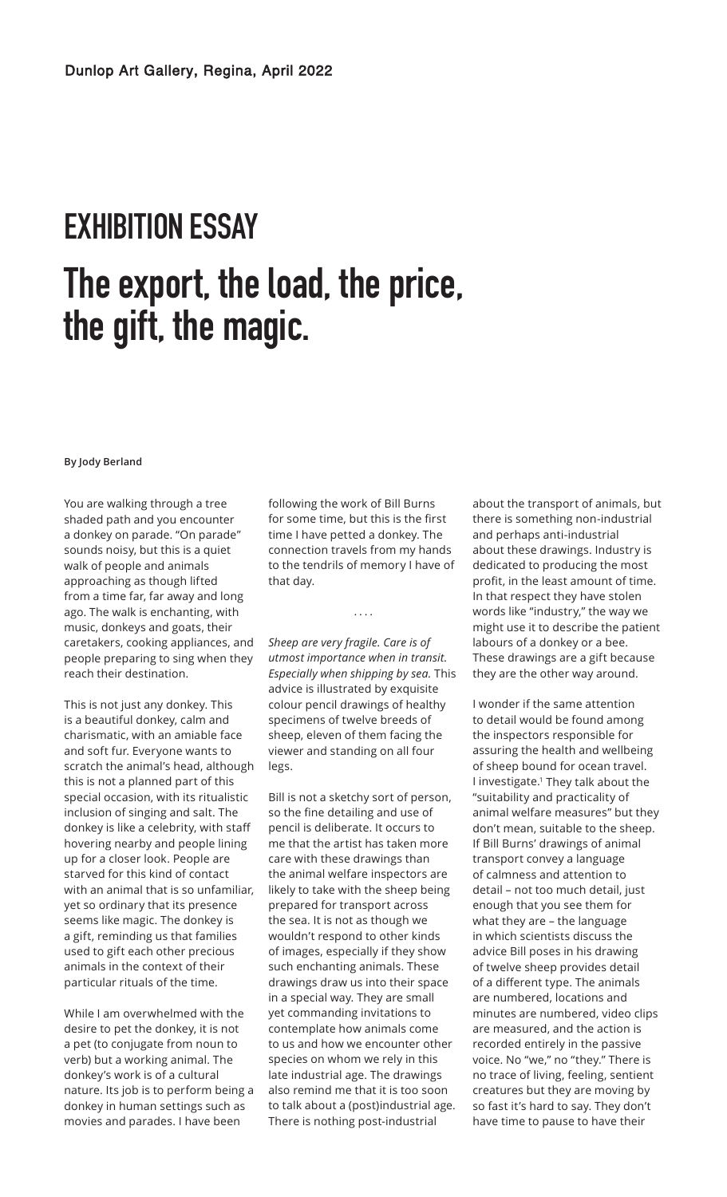Dunlop Art Gallery, Regina, April 2022

# EXHIBITION ESSAY

# The export, the load, the price, the gift, the magic.

**By Jody Berland**

You are walking through a tree shaded path and you encounter a donkey on parade. "On parade" sounds noisy, but this is a quiet walk of people and animals approaching as though lifted from a time far, far away and long ago. The walk is enchanting, with music, donkeys and goats, their caretakers, cooking appliances, and people preparing to sing when they reach their destination.

This is not just any donkey. This is a beautiful donkey, calm and charismatic, with an amiable face and soft fur. Everyone wants to scratch the animal's head, although this is not a planned part of this special occasion, with its ritualistic inclusion of singing and salt. The donkey is like a celebrity, with staff hovering nearby and people lining up for a closer look. People are starved for this kind of contact with an animal that is so unfamiliar, yet so ordinary that its presence seems like magic. The donkey is a gift, reminding us that families used to gift each other precious animals in the context of their particular rituals of the time.

While I am overwhelmed with the desire to pet the donkey, it is not a pet (to conjugate from noun to verb) but a working animal. The donkey's work is of a cultural nature. Its job is to perform being a donkey in human settings such as movies and parades. I have been following the work of Bill Burns for some time, but this is the first time I have petted a donkey. The connection travels from my hands to the tendrils of memory I have of that day.

. . . .

*Sheep are very fragile. Care is of utmost importance when in transit. Especially when shipping by sea.* This advice is illustrated by exquisite colour pencil drawings of healthy specimens of twelve breeds of sheep, eleven of them facing the viewer and standing on all four legs.

Bill is not a sketchy sort of person, so the fine detailing and use of pencil is deliberate. It occurs to me that the artist has taken more care with these drawings than the animal welfare inspectors are likely to take with the sheep being prepared for transport across the sea. It is not as though we wouldn't respond to other kinds of images, especially if they show such enchanting animals. These drawings draw us into their space in a special way. They are small yet commanding invitations to contemplate how animals come to us and how we encounter other species on whom we rely in this late industrial age. The drawings also remind me that it is too soon to talk about a (post)industrial age. There is nothing post-industrial about the transport of animals, but there is something non-industrial and perhaps anti-industrial about these drawings. Industry is dedicated to producing the most profit, in the least amount of time. In that respect they have stolen words like "industry," the way we might use it to describe the patient labours of a donkey or a bee. These drawings are a gift because they are the other way around.

I wonder if the same attention to detail would be found among the inspectors responsible for assuring the health and wellbeing of sheep bound for ocean travel. I investigate.[1] They talk about the "suitability and practicality of animal welfare measures" but they don't mean, suitable to the sheep. If Bill Burns' drawings of animal transport convey a language of calmness and attention to detail – not too much detail, just enough that you see them for what they are – the language in which scientists discuss the advice Bill poses in his drawing of twelve sheep provides detail of a different type. The animals are numbered, locations and minutes are numbered, video clips are measured, and the action is recorded entirely in the passive voice. No "we," no "they." There is no trace of living, feeling, sentient creatures but they are moving by so fast it's hard to say. They don't have time to pause to have their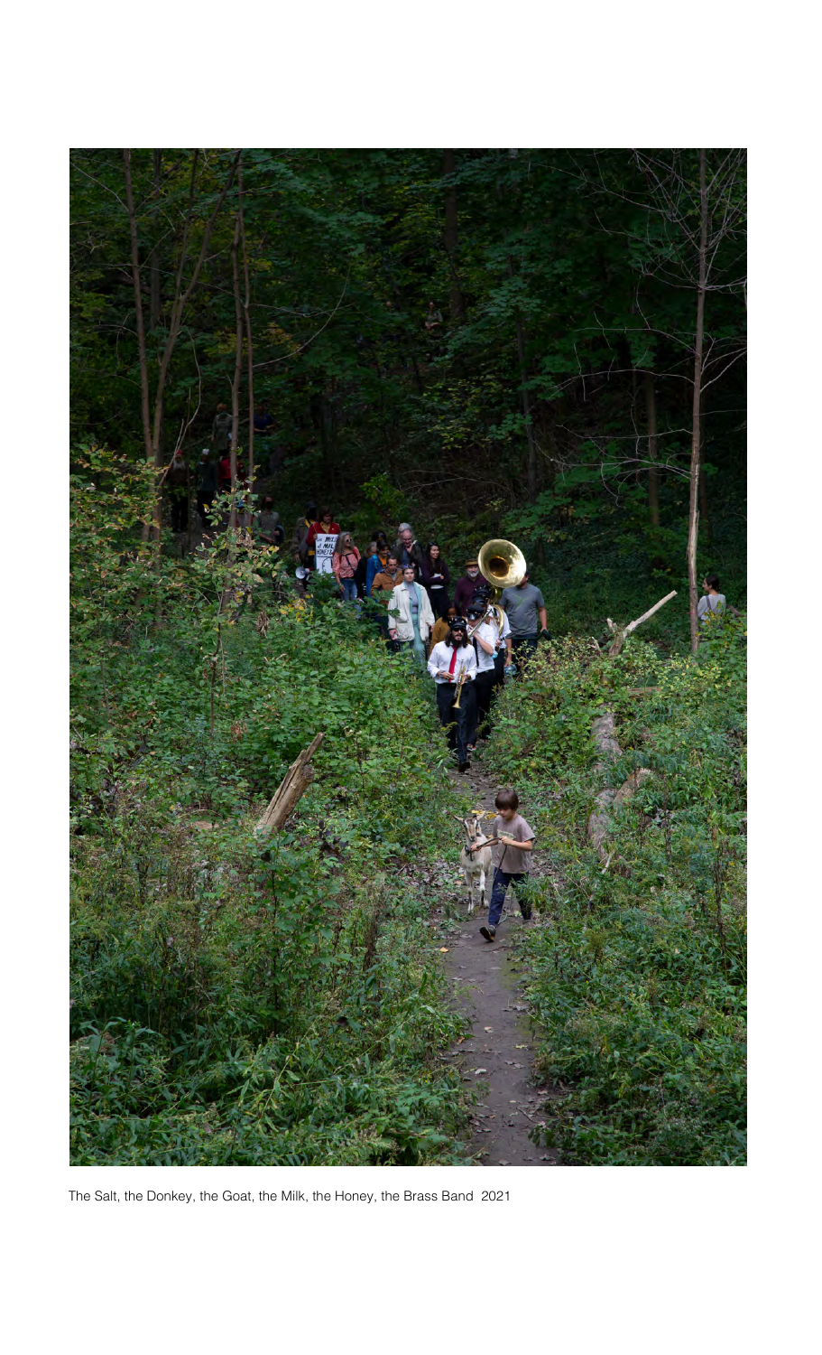The Salt, the Donkey, the Goat, the Milk, the Honey, the Brass Band 2021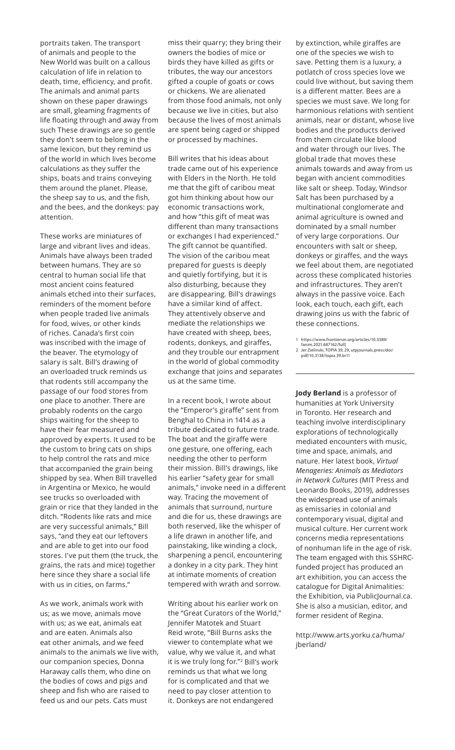portraits taken. The transport of animals and people to the New World was built on a callous calculation of life in relation to death, time, efficiency, and profit. The animals and animal parts shown on these paper drawings are small, gleaming fragments of life floating through and away from such These drawings are so gentle they don't seem to belong in the same lexicon, but they remind us of the world in which lives become calculations as they suffer the ships, boats and trains conveying them around the planet. Please, the sheep say to us, and the fish, and the bees, and the donkeys: pay attention.

These works are miniatures of large and vibrant lives and ideas. Animals have always been traded between humans. They are so central to human social life that most ancient coins featured animals etched into their surfaces, reminders of the moment before when people traded live animals for food, wives, or other kinds of riches. Canada's first coin was inscribed with the image of the beaver. The etymology of salary is salt. Bill's drawing of an overloaded truck reminds us that rodents still accompany the passage of our food stores from one place to another. There are probably rodents on the cargo ships waiting for the sheep to have their fear measured and approved by experts. It used to be the custom to bring cats on ships to help control the rats and mice that accompanied the grain being shipped by sea. When Bill travelled in Argentina or Mexico, he would see trucks so overloaded with grain or rice that they landed in the ditch. "Rodents like rats and mice are very successful animals," Bill says, "and they eat our leftovers and are able to get into our food stores. I've put them (the truck, the grains, the rats and mice) together here since they share a social life with us in cities, on farms."

As we work, animals work with us; as we move, animals move with us; as we eat, animals eat and are eaten. Animals also eat other animals, and we feed animals to the animals we live with, our companion species, Donna Haraway calls them, who dine on the bodies of cows and pigs and sheep and fish who are raised to feed us and our pets. Cats must miss their quarry; they bring their owners the bodies of mice or birds they have killed as gifts or tributes, the way our ancestors gifted a couple of goats or cows or chickens. We are alienated from those food animals, not only because we live in cities, but also because the lives of most animals are spent being caged or shipped or processed by machines.

Bill writes that his ideas about trade came out of his experience with Elders in the North. He told me that the gift of caribou meat got him thinking about how our economic transactions work, and how "this gift of meat was different than many transactions or exchanges I had experienced." The gift cannot be quantified. The vision of the caribou meat prepared for guests is deeply and quietly fortifying, but it is also disturbing, because they are disappearing. Bill's drawings have a similar kind of affect. They attentively observe and mediate the relationships we have created with sheep, bees, rodents, donkeys, and giraffes, and they trouble our entrapment in the world of global commodity exchange that joins and separates us at the same time.

In a recent book, I wrote about the "Emperor's giraffe" sent from Benghal to China in 1414 as a tribute dedicated to future trade. The boat and the giraffe were one gesture, one offering, each needing the other to perform their mission. Bill's drawings, like his earlier "safety gear for small animals," invoke need in a different way. Tracing the movement of animals that surround, nurture and die for us, these drawings are both reserved, like the whisper of a life drawn in another life, and painstaking, like winding a clock, sharpening a pencil, encountering a donkey in a city park. They hint at intimate moments of creation tempered with wrath and sorrow.

Writing about his earlier work on the "Great Curators of the World," Jennifer Matotek and Stuart Reid wrote, "Bill Burns asks the viewer to contemplate what we value, why we value it, and what it is we truly long for."[2] Bill's work reminds us that what we long for is complicated and that we need to pay closer attention to it. Donkeys are not endangered by extinction, while giraffes are one of the species we wish to save. Petting them is a luxury, a potlatch of cross species love we could live without, but saving them is a different matter. Bees are a species we must save. We long for harmonious relations with sentient animals, near or distant, whose live bodies and the products derived from them circulate like blood and water through our lives. The global trade that moves these animals towards and away from us began with ancient commodities like salt or sheep. Today, Windsor Salt has been purchased by a multinational conglomerate and animal agriculture is owned and dominated by a small number of very large corporations. Our encounters with salt or sheep, donkeys or giraffes, and the ways we feel about them, are negotiated across these complicated histories and infrastructures. They aren't always in the passive voice. Each look, each touch, each gift, each drawing joins us with the fabric of these connections.

1 https://www.frontiersin.org/articles/10.3389/fanim.2021.687162/full]
2 Jer Zielinski, TOPIA 39, 29, utpjournals.press/doi/pdf/10.3138/topia.39.br11

---

**Jody Berland** is a professor of humanities at York University in Toronto. Her research and teaching involve interdisciplinary explorations of technologically mediated encounters with music, time and space, animals, and nature. Her latest book, *Virtual Menageries: Animals as Mediators in Network Cultures* (MIT Press and Leonardo Books, 2019), addresses the widespread use of animals as emissaries in colonial and contemporary visual, digital and musical culture. Her current work concerns media representations of nonhuman life in the age of risk. The team engaged with this SSHRC-funded project has produced an art exhibition, you can access the catalogue for Digital Animalities: the Exhibition, via PublicJournal.ca. She is also a musician, editor, and former resident of Regina.

http://www.arts.yorku.ca/huma/jberland/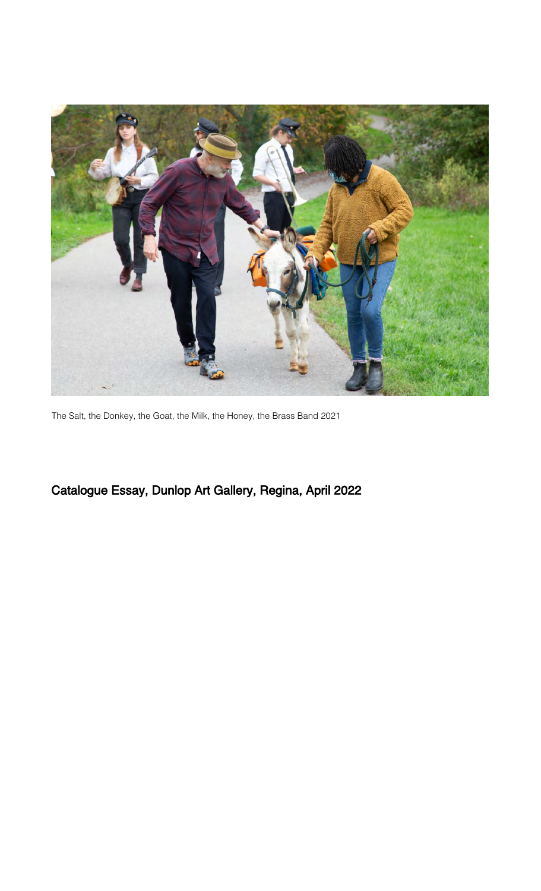The Salt, the Donkey, the Goat, the Milk, the Honey, the Brass Band 2021

## Catalogue Essay, Dunlop Art Gallery, Regina, April 2022